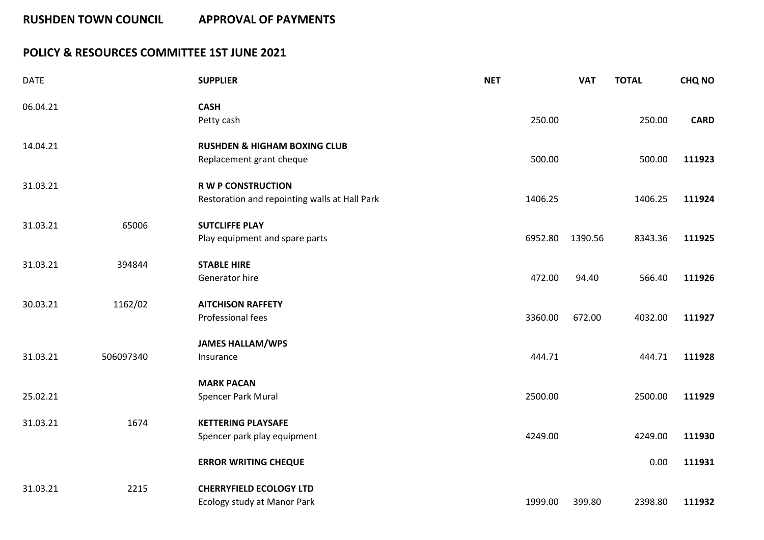**RUSHDEN TOWN COUNCIL APPROVAL OF PAYMENTS**

**POLICY & RESOURCES COMMITTEE 1ST JUNE 2021**

| DATE | | SUPPLIER | NET | VAT | TOTAL | CHQ NO |
|---|---|---|---|---|---|---|
| 06.04.21 | | **CASH**<br>Petty cash | 250.00 | | 250.00 | **CARD** |
| 14.04.21 | | **RUSHDEN & HIGHAM BOXING CLUB**<br>Replacement grant cheque | 500.00 | | 500.00 | **111923** |
| 31.03.21 | | **R W P CONSTRUCTION**<br>Restoration and repointing walls at Hall Park | 1406.25 | | 1406.25 | **111924** |
| 31.03.21 | 65006 | **SUTCLIFFE PLAY**<br>Play equipment and spare parts | 6952.80 | 1390.56 | 8343.36 | **111925** |
| 31.03.21 | 394844 | **STABLE HIRE**<br>Generator hire | 472.00 | 94.40 | 566.40 | **111926** |
| 30.03.21 | 1162/02 | **AITCHISON RAFFETY**<br>Professional fees | 3360.00 | 672.00 | 4032.00 | **111927** |
| 31.03.21 | 506097340 | **JAMES HALLAM/WPS**<br>Insurance | 444.71 | | 444.71 | **111928** |
| 25.02.21 | | **MARK PACAN**<br>Spencer Park Mural | 2500.00 | | 2500.00 | **111929** |
| 31.03.21 | 1674 | **KETTERING PLAYSAFE**<br>Spencer park play equipment | 4249.00 | | 4249.00 | **111930** |
| | | **ERROR WRITING CHEQUE** | | | 0.00 | **111931** |
| 31.03.21 | 2215 | **CHERRYFIELD ECOLOGY LTD**<br>Ecology study at Manor Park | 1999.00 | 399.80 | 2398.80 | **111932** |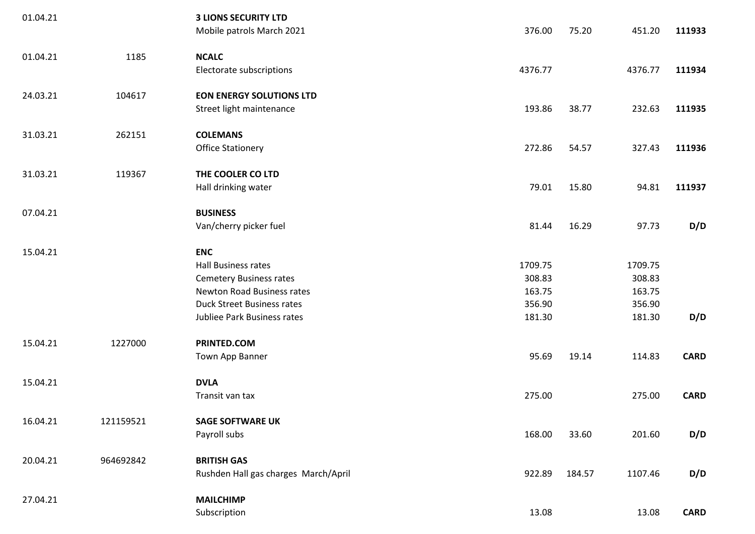| Date | Invoice No. | Supplier / Description | Net | VAT | Total | Payment |
|---|---|---|---|---|---|---|
| 01.04.21 | | **3 LIONS SECURITY LTD** | | | | |
| | | Mobile patrols March 2021 | 376.00 | 75.20 | 451.20 | **111933** |
| 01.04.21 | 1185 | **NCALC** | | | | |
| | | Electorate subscriptions | 4376.77 | | 4376.77 | **111934** |
| 24.03.21 | 104617 | **EON ENERGY SOLUTIONS LTD** | | | | |
| | | Street light maintenance | 193.86 | 38.77 | 232.63 | **111935** |
| 31.03.21 | 262151 | **COLEMANS** | | | | |
| | | Office Stationery | 272.86 | 54.57 | 327.43 | **111936** |
| 31.03.21 | 119367 | **THE COOLER CO LTD** | | | | |
| | | Hall drinking water | 79.01 | 15.80 | 94.81 | **111937** |
| 07.04.21 | | **BUSINESS** | | | | |
| | | Van/cherry picker fuel | 81.44 | 16.29 | 97.73 | **D/D** |
| 15.04.21 | | **ENC** | | | | |
| | | Hall Business rates | 1709.75 | | 1709.75 | |
| | | Cemetery Business rates | 308.83 | | 308.83 | |
| | | Newton Road Business rates | 163.75 | | 163.75 | |
| | | Duck Street Business rates | 356.90 | | 356.90 | |
| | | Jubliee Park Business rates | 181.30 | | 181.30 | **D/D** |
| 15.04.21 | 1227000 | **PRINTED.COM** | | | | |
| | | Town App Banner | 95.69 | 19.14 | 114.83 | **CARD** |
| 15.04.21 | | **DVLA** | | | | |
| | | Transit van tax | 275.00 | | 275.00 | **CARD** |
| 16.04.21 | 121159521 | **SAGE SOFTWARE UK** | | | | |
| | | Payroll subs | 168.00 | 33.60 | 201.60 | **D/D** |
| 20.04.21 | 964692842 | **BRITISH GAS** | | | | |
| | | Rushden Hall gas charges March/April | 922.89 | 184.57 | 1107.46 | **D/D** |
| 27.04.21 | | **MAILCHIMP** | | | | |
| | | Subscription | 13.08 | | 13.08 | **CARD** |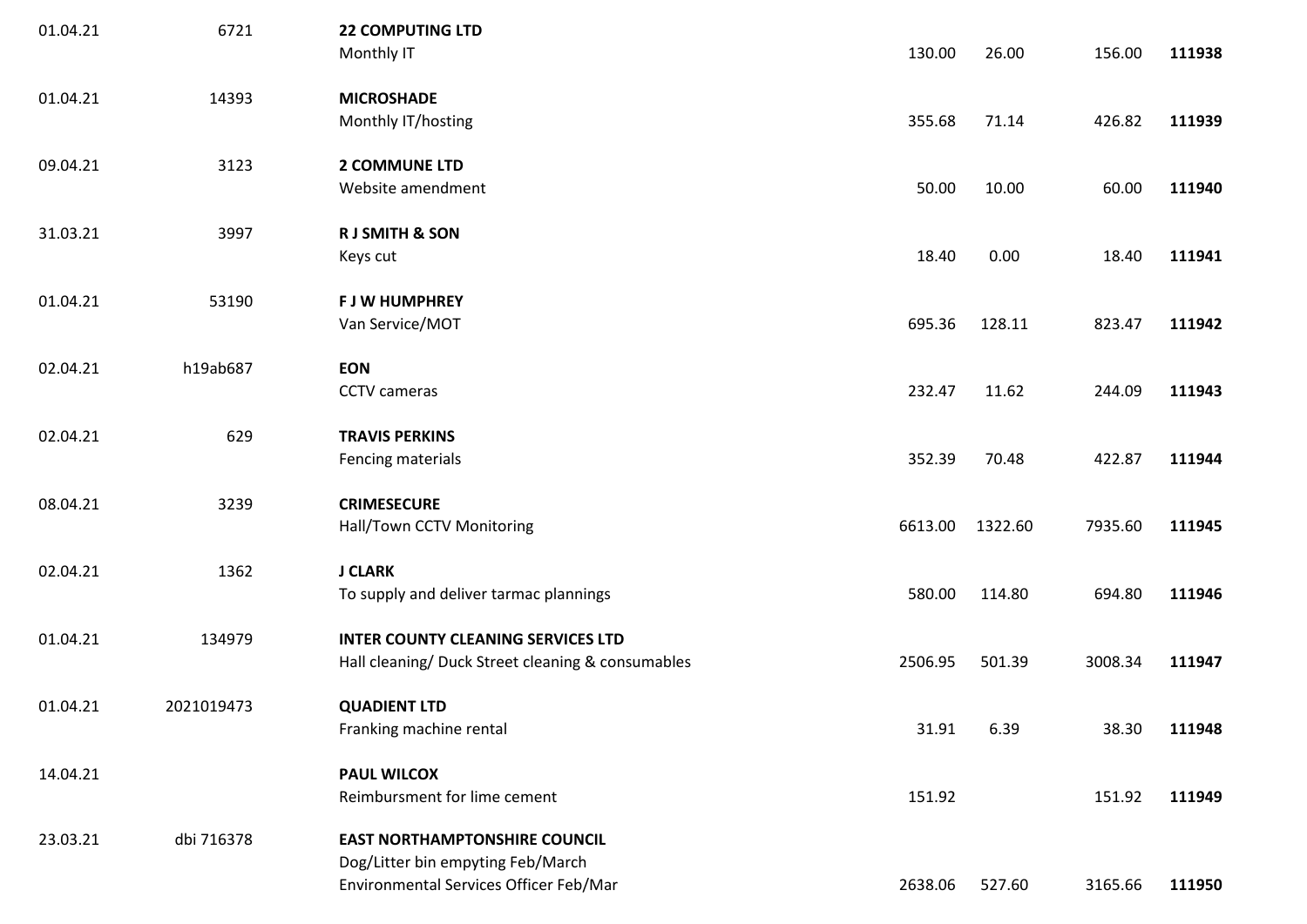| | | | | | | |
|---|---|---|---|---|---|---|
| 01.04.21 | 6721 | **22 COMPUTING LTD**<br>Monthly IT | 130.00 | 26.00 | 156.00 | **111938** |
| 01.04.21 | 14393 | **MICROSHADE**<br>Monthly IT/hosting | 355.68 | 71.14 | 426.82 | **111939** |
| 09.04.21 | 3123 | **2 COMMUNE LTD**<br>Website amendment | 50.00 | 10.00 | 60.00 | **111940** |
| 31.03.21 | 3997 | **R J SMITH & SON**<br>Keys cut | 18.40 | 0.00 | 18.40 | **111941** |
| 01.04.21 | 53190 | **F J W HUMPHREY**<br>Van Service/MOT | 695.36 | 128.11 | 823.47 | **111942** |
| 02.04.21 | h19ab687 | **EON**<br>CCTV cameras | 232.47 | 11.62 | 244.09 | **111943** |
| 02.04.21 | 629 | **TRAVIS PERKINS**<br>Fencing materials | 352.39 | 70.48 | 422.87 | **111944** |
| 08.04.21 | 3239 | **CRIMESECURE**<br>Hall/Town CCTV Monitoring | 6613.00 | 1322.60 | 7935.60 | **111945** |
| 02.04.21 | 1362 | **J CLARK**<br>To supply and deliver tarmac plannings | 580.00 | 114.80 | 694.80 | **111946** |
| 01.04.21 | 134979 | **INTER COUNTY CLEANING SERVICES LTD**<br>Hall cleaning/ Duck Street cleaning & consumables | 2506.95 | 501.39 | 3008.34 | **111947** |
| 01.04.21 | 2021019473 | **QUADIENT LTD**<br>Franking machine rental | 31.91 | 6.39 | 38.30 | **111948** |
| 14.04.21 | | **PAUL WILCOX**<br>Reimbursment for lime cement | 151.92 | | 151.92 | **111949** |
| 23.03.21 | dbi 716378 | **EAST NORTHAMPTONSHIRE COUNCIL**<br>Dog/Litter bin empyting Feb/March<br>Environmental Services Officer Feb/Mar | 2638.06 | 527.60 | 3165.66 | **111950** |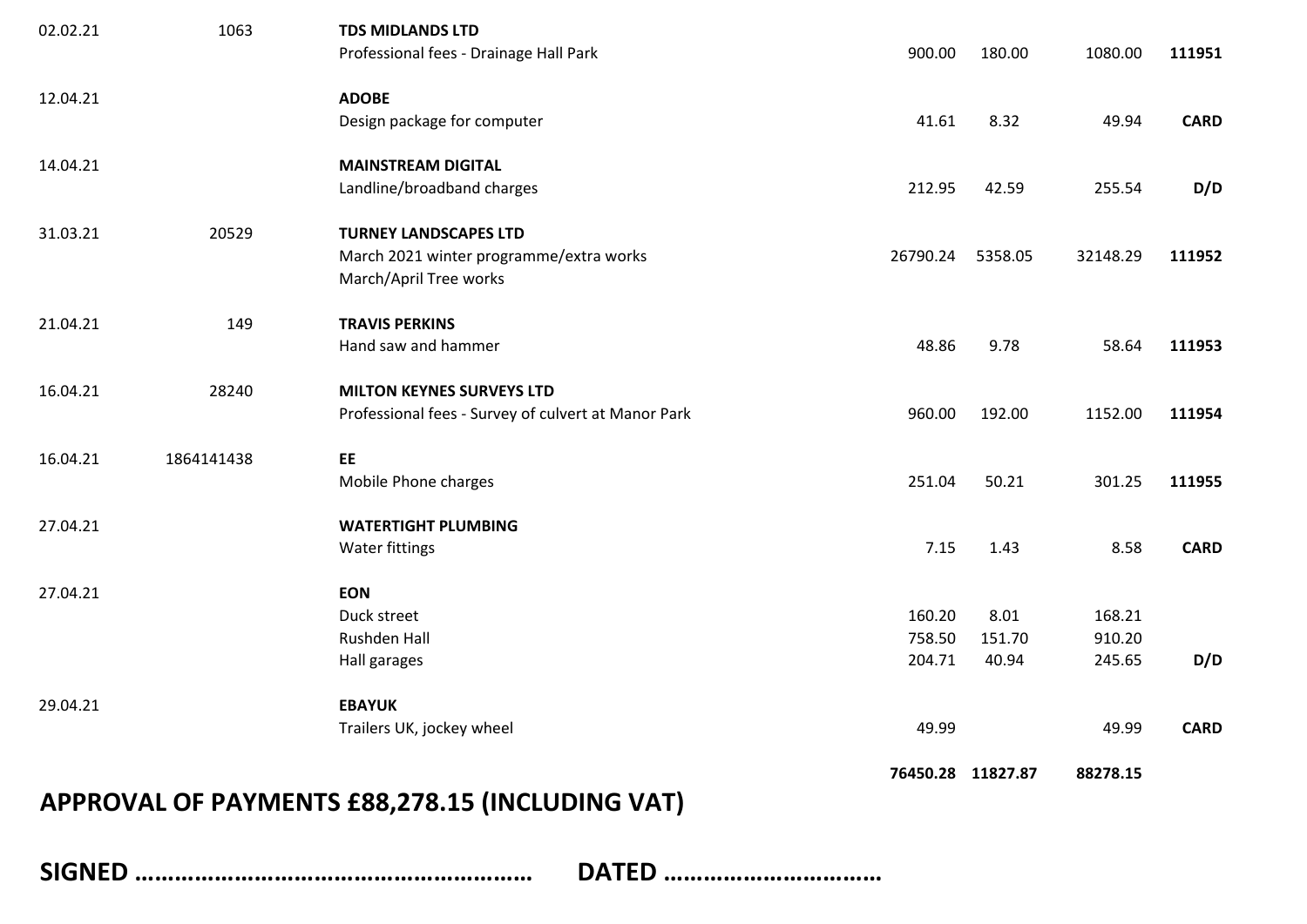| | | | | | | |
|---|---|---|---|---|---|---|
| 02.02.21 | 1063 | **TDS MIDLANDS LTD**<br>Professional fees - Drainage Hall Park | 900.00 | 180.00 | 1080.00 | **111951** |
| 12.04.21 | | **ADOBE**<br>Design package for computer | 41.61 | 8.32 | 49.94 | **CARD** |
| 14.04.21 | | **MAINSTREAM DIGITAL**<br>Landline/broadband charges | 212.95 | 42.59 | 255.54 | **D/D** |
| 31.03.21 | 20529 | **TURNEY LANDSCAPES LTD**<br>March 2021 winter programme/extra works<br>March/April Tree works | 26790.24 | 5358.05 | 32148.29 | **111952** |
| 21.04.21 | 149 | **TRAVIS PERKINS**<br>Hand saw and hammer | 48.86 | 9.78 | 58.64 | **111953** |
| 16.04.21 | 28240 | **MILTON KEYNES SURVEYS LTD**<br>Professional fees - Survey of culvert at Manor Park | 960.00 | 192.00 | 1152.00 | **111954** |
| 16.04.21 | 1864141438 | **EE**<br>Mobile Phone charges | 251.04 | 50.21 | 301.25 | **111955** |
| 27.04.21 | | **WATERTIGHT PLUMBING**<br>Water fittings | 7.15 | 1.43 | 8.58 | **CARD** |
| 27.04.21 | | **EON** | | | | |
| | | Duck street | 160.20 | 8.01 | 168.21 | |
| | | Rushden Hall | 758.50 | 151.70 | 910.20 | |
| | | Hall garages | 204.71 | 40.94 | 245.65 | **D/D** |
| 29.04.21 | | **EBAYUK**<br>Trailers UK, jockey wheel | 49.99 | | 49.99 | **CARD** |
| | | | **76450.28** | **11827.87** | **88278.15** | |

## APPROVAL OF PAYMENTS £88,278.15 (INCLUDING VAT)

**SIGNED ………………………………………………… DATED ……………………………**